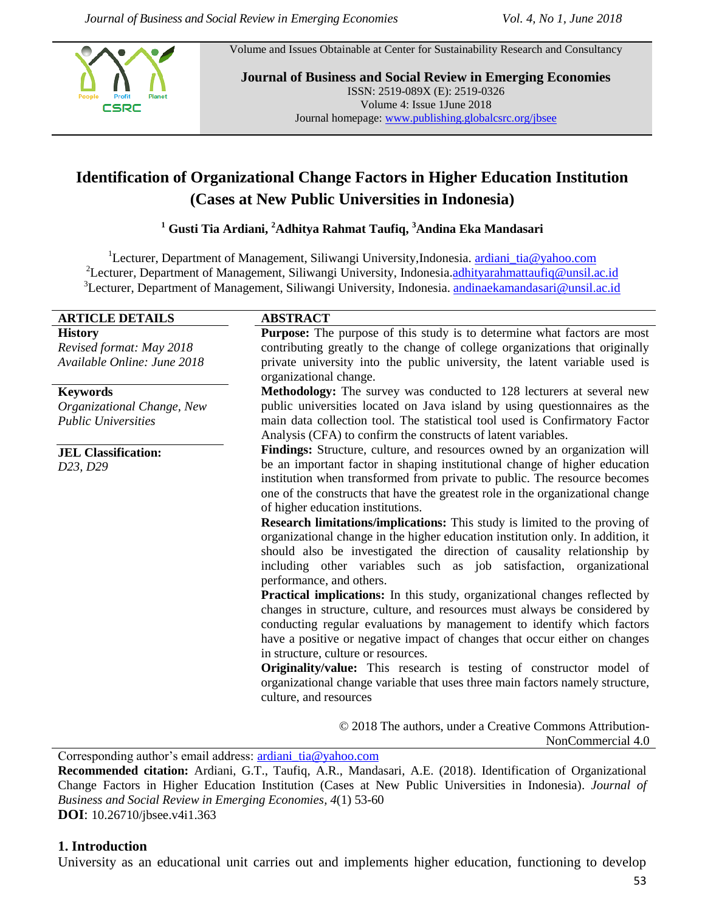Volume and Issues Obtainable at Center for Sustainability Research and Consultancy

**Journal of Business and Social Review in Emerging Economies**
ISSN: 2519-089X (E): 2519-0326
Volume 4: Issue 1June 2018
Journal homepage: www.publishing.globalcsrc.org/jbsee

# Identification of Organizational Change Factors in Higher Education Institution (Cases at New Public Universities in Indonesia)

**[1] Gusti Tia Ardiani, [2]Adhitya Rahmat Taufiq, [3]Andina Eka Mandasari**

[1]Lecturer, Department of Management, Siliwangi University,Indonesia. ardiani_tia@yahoo.com
[2]Lecturer, Department of Management, Siliwangi University, Indonesia.adhityarahmattaufiq@unsil.ac.id
[3]Lecturer, Department of Management, Siliwangi University, Indonesia. andinaekamandasari@unsil.ac.id

**ARTICLE DETAILS**

**History**
*Revised format: May 2018*
*Available Online: June 2018*

**Keywords**
*Organizational Change, New Public Universities*

**JEL Classification:**
*D23, D29*

**ABSTRACT**

**Purpose:** The purpose of this study is to determine what factors are most contributing greatly to the change of college organizations that originally private university into the public university, the latent variable used is organizational change.

**Methodology:** The survey was conducted to 128 lecturers at several new public universities located on Java island by using questionnaires as the main data collection tool. The statistical tool used is Confirmatory Factor Analysis (CFA) to confirm the constructs of latent variables.

**Findings:** Structure, culture, and resources owned by an organization will be an important factor in shaping institutional change of higher education institution when transformed from private to public. The resource becomes one of the constructs that have the greatest role in the organizational change of higher education institutions.

**Research limitations/implications:** This study is limited to the proving of organizational change in the higher education institution only. In addition, it should also be investigated the direction of causality relationship by including other variables such as job satisfaction, organizational performance, and others.

**Practical implications:** In this study, organizational changes reflected by changes in structure, culture, and resources must always be considered by conducting regular evaluations by management to identify which factors have a positive or negative impact of changes that occur either on changes in structure, culture or resources.

**Originality/value:** This research is testing of constructor model of organizational change variable that uses three main factors namely structure, culture, and resources

© 2018 The authors, under a Creative Commons Attribution-NonCommercial 4.0

Corresponding author's email address: ardiani_tia@yahoo.com

**Recommended citation:** Ardiani, G.T., Taufiq, A.R., Mandasari, A.E. (2018). Identification of Organizational Change Factors in Higher Education Institution (Cases at New Public Universities in Indonesia). *Journal of Business and Social Review in Emerging Economies, 4*(1) 53-60

**DOI**: 10.26710/jbsee.v4i1.363

## 1. Introduction

University as an educational unit carries out and implements higher education, functioning to develop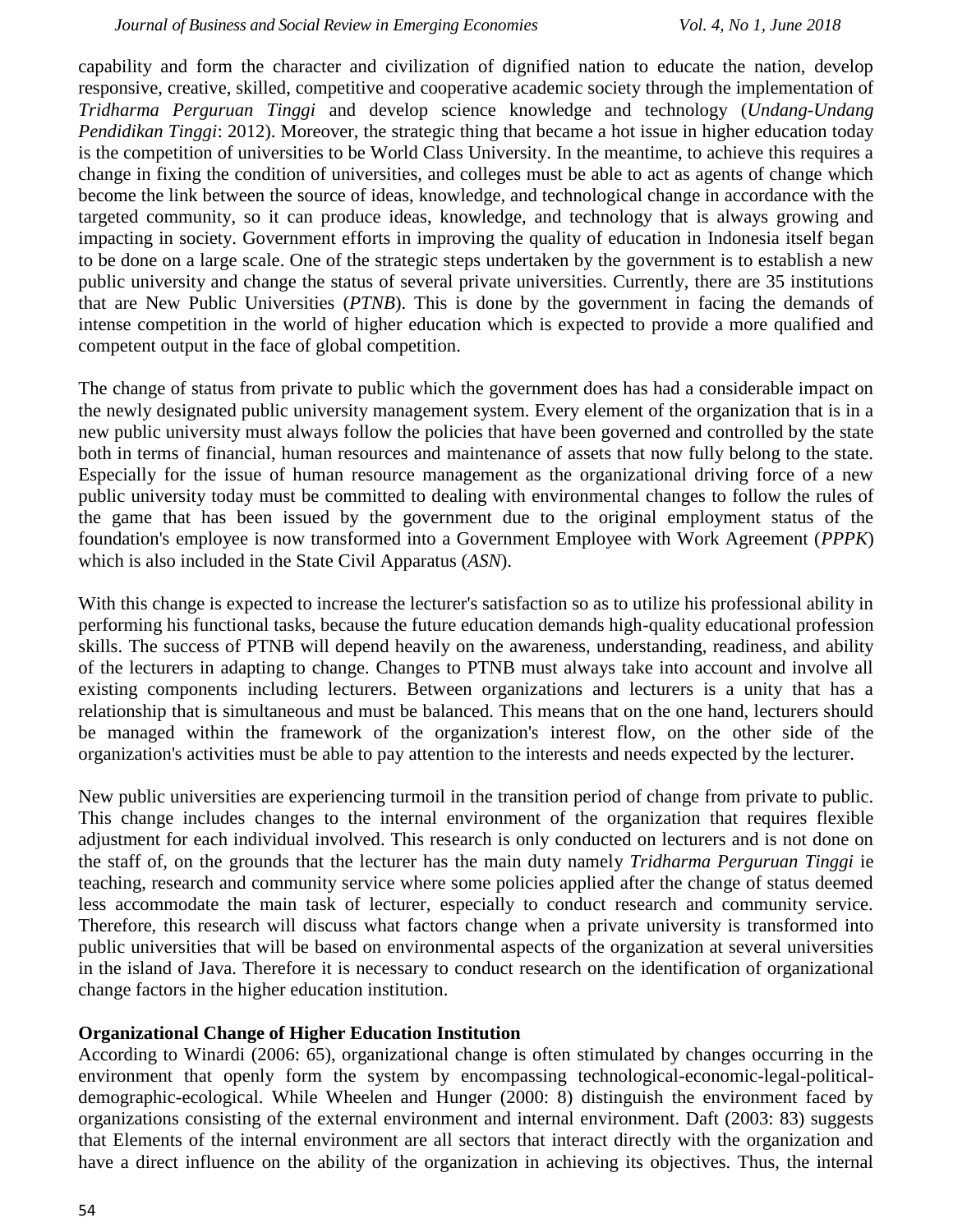capability and form the character and civilization of dignified nation to educate the nation, develop responsive, creative, skilled, competitive and cooperative academic society through the implementation of *Tridharma Perguruan Tinggi* and develop science knowledge and technology (*Undang-Undang Pendidikan Tinggi*: 2012). Moreover, the strategic thing that became a hot issue in higher education today is the competition of universities to be World Class University. In the meantime, to achieve this requires a change in fixing the condition of universities, and colleges must be able to act as agents of change which become the link between the source of ideas, knowledge, and technological change in accordance with the targeted community, so it can produce ideas, knowledge, and technology that is always growing and impacting in society. Government efforts in improving the quality of education in Indonesia itself began to be done on a large scale. One of the strategic steps undertaken by the government is to establish a new public university and change the status of several private universities. Currently, there are 35 institutions that are New Public Universities (*PTNB*). This is done by the government in facing the demands of intense competition in the world of higher education which is expected to provide a more qualified and competent output in the face of global competition.

The change of status from private to public which the government does has had a considerable impact on the newly designated public university management system. Every element of the organization that is in a new public university must always follow the policies that have been governed and controlled by the state both in terms of financial, human resources and maintenance of assets that now fully belong to the state. Especially for the issue of human resource management as the organizational driving force of a new public university today must be committed to dealing with environmental changes to follow the rules of the game that has been issued by the government due to the original employment status of the foundation's employee is now transformed into a Government Employee with Work Agreement (*PPPK*) which is also included in the State Civil Apparatus (*ASN*).

With this change is expected to increase the lecturer's satisfaction so as to utilize his professional ability in performing his functional tasks, because the future education demands high-quality educational profession skills. The success of PTNB will depend heavily on the awareness, understanding, readiness, and ability of the lecturers in adapting to change. Changes to PTNB must always take into account and involve all existing components including lecturers. Between organizations and lecturers is a unity that has a relationship that is simultaneous and must be balanced. This means that on the one hand, lecturers should be managed within the framework of the organization's interest flow, on the other side of the organization's activities must be able to pay attention to the interests and needs expected by the lecturer.

New public universities are experiencing turmoil in the transition period of change from private to public. This change includes changes to the internal environment of the organization that requires flexible adjustment for each individual involved. This research is only conducted on lecturers and is not done on the staff of, on the grounds that the lecturer has the main duty namely *Tridharma Perguruan Tinggi* ie teaching, research and community service where some policies applied after the change of status deemed less accommodate the main task of lecturer, especially to conduct research and community service. Therefore, this research will discuss what factors change when a private university is transformed into public universities that will be based on environmental aspects of the organization at several universities in the island of Java. Therefore it is necessary to conduct research on the identification of organizational change factors in the higher education institution.

**Organizational Change of Higher Education Institution**

According to Winardi (2006: 65), organizational change is often stimulated by changes occurring in the environment that openly form the system by encompassing technological-economic-legal-political-demographic-ecological. While Wheelen and Hunger (2000: 8) distinguish the environment faced by organizations consisting of the external environment and internal environment. Daft (2003: 83) suggests that Elements of the internal environment are all sectors that interact directly with the organization and have a direct influence on the ability of the organization in achieving its objectives. Thus, the internal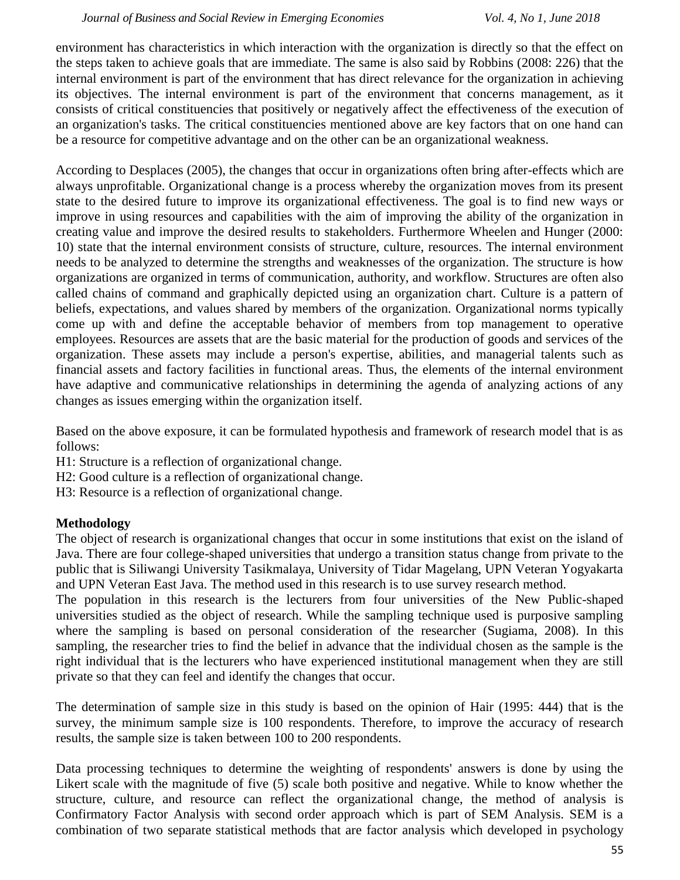environment has characteristics in which interaction with the organization is directly so that the effect on the steps taken to achieve goals that are immediate. The same is also said by Robbins (2008: 226) that the internal environment is part of the environment that has direct relevance for the organization in achieving its objectives. The internal environment is part of the environment that concerns management, as it consists of critical constituencies that positively or negatively affect the effectiveness of the execution of an organization's tasks. The critical constituencies mentioned above are key factors that on one hand can be a resource for competitive advantage and on the other can be an organizational weakness.

According to Desplaces (2005), the changes that occur in organizations often bring after-effects which are always unprofitable. Organizational change is a process whereby the organization moves from its present state to the desired future to improve its organizational effectiveness. The goal is to find new ways or improve in using resources and capabilities with the aim of improving the ability of the organization in creating value and improve the desired results to stakeholders. Furthermore Wheelen and Hunger (2000: 10) state that the internal environment consists of structure, culture, resources. The internal environment needs to be analyzed to determine the strengths and weaknesses of the organization. The structure is how organizations are organized in terms of communication, authority, and workflow. Structures are often also called chains of command and graphically depicted using an organization chart. Culture is a pattern of beliefs, expectations, and values shared by members of the organization. Organizational norms typically come up with and define the acceptable behavior of members from top management to operative employees. Resources are assets that are the basic material for the production of goods and services of the organization. These assets may include a person's expertise, abilities, and managerial talents such as financial assets and factory facilities in functional areas. Thus, the elements of the internal environment have adaptive and communicative relationships in determining the agenda of analyzing actions of any changes as issues emerging within the organization itself.

Based on the above exposure, it can be formulated hypothesis and framework of research model that is as follows:

H1: Structure is a reflection of organizational change.
H2: Good culture is a reflection of organizational change.
H3: Resource is a reflection of organizational change.

**Methodology**

The object of research is organizational changes that occur in some institutions that exist on the island of Java. There are four college-shaped universities that undergo a transition status change from private to the public that is Siliwangi University Tasikmalaya, University of Tidar Magelang, UPN Veteran Yogyakarta and UPN Veteran East Java. The method used in this research is to use survey research method.

The population in this research is the lecturers from four universities of the New Public-shaped universities studied as the object of research. While the sampling technique used is purposive sampling where the sampling is based on personal consideration of the researcher (Sugiama, 2008). In this sampling, the researcher tries to find the belief in advance that the individual chosen as the sample is the right individual that is the lecturers who have experienced institutional management when they are still private so that they can feel and identify the changes that occur.

The determination of sample size in this study is based on the opinion of Hair (1995: 444) that is the survey, the minimum sample size is 100 respondents. Therefore, to improve the accuracy of research results, the sample size is taken between 100 to 200 respondents.

Data processing techniques to determine the weighting of respondents' answers is done by using the Likert scale with the magnitude of five (5) scale both positive and negative. While to know whether the structure, culture, and resource can reflect the organizational change, the method of analysis is Confirmatory Factor Analysis with second order approach which is part of SEM Analysis. SEM is a combination of two separate statistical methods that are factor analysis which developed in psychology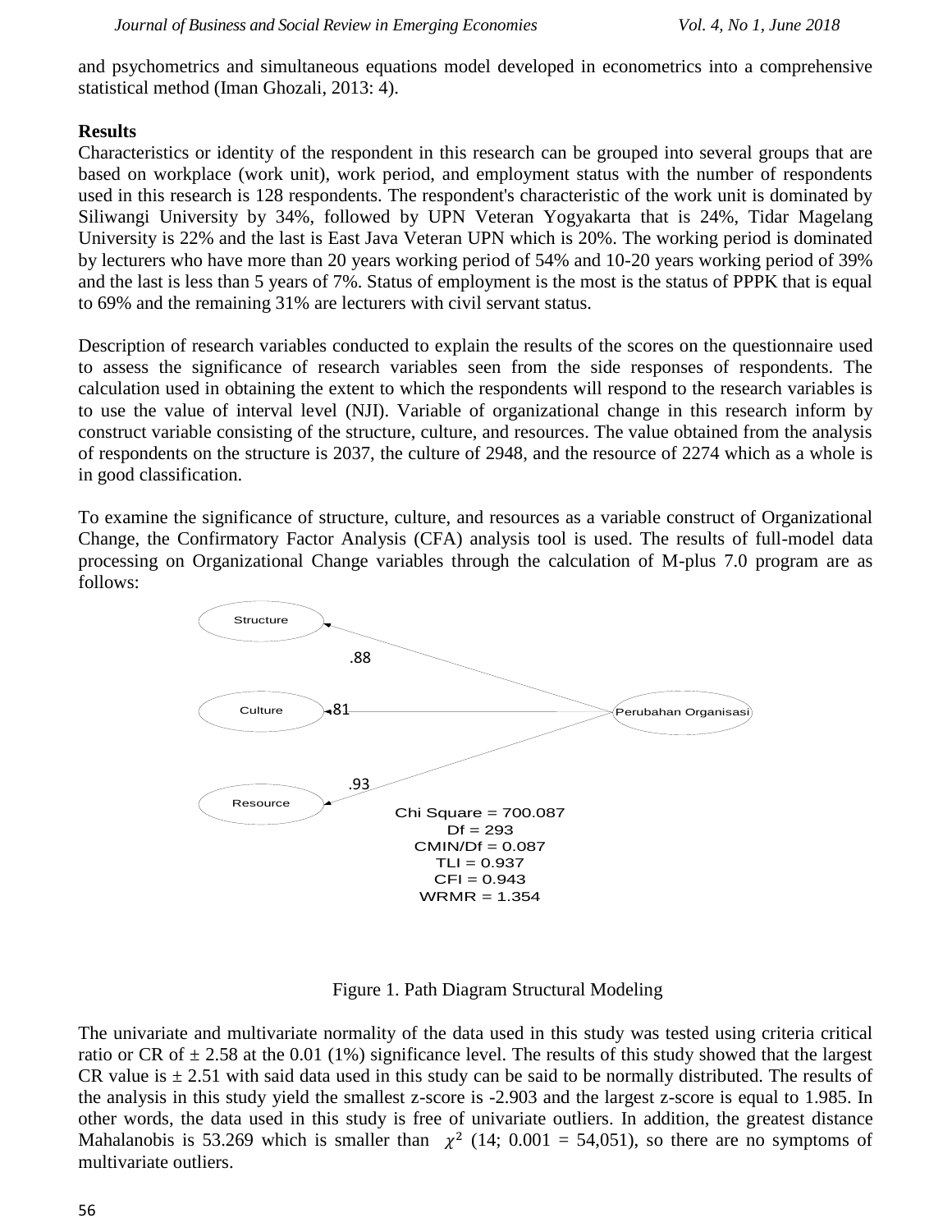and psychometrics and simultaneous equations model developed in econometrics into a comprehensive statistical method (Iman Ghozali, 2013: 4).

**Results**

Characteristics or identity of the respondent in this research can be grouped into several groups that are based on workplace (work unit), work period, and employment status with the number of respondents used in this research is 128 respondents. The respondent's characteristic of the work unit is dominated by Siliwangi University by 34%, followed by UPN Veteran Yogyakarta that is 24%, Tidar Magelang University is 22% and the last is East Java Veteran UPN which is 20%. The working period is dominated by lecturers who have more than 20 years working period of 54% and 10-20 years working period of 39% and the last is less than 5 years of 7%. Status of employment is the most is the status of PPPK that is equal to 69% and the remaining 31% are lecturers with civil servant status.

Description of research variables conducted to explain the results of the scores on the questionnaire used to assess the significance of research variables seen from the side responses of respondents. The calculation used in obtaining the extent to which the respondents will respond to the research variables is to use the value of interval level (NJI). Variable of organizational change in this research inform by construct variable consisting of the structure, culture, and resources. The value obtained from the analysis of respondents on the structure is 2037, the culture of 2948, and the resource of 2274 which as a whole is in good classification.

To examine the significance of structure, culture, and resources as a variable construct of Organizational Change, the Confirmatory Factor Analysis (CFA) analysis tool is used. The results of full-model data processing on Organizational Change variables through the calculation of M-plus 7.0 program are as follows:

Structure ← .88 — Perubahan Organisasi
Culture ← .81 — Perubahan Organisasi
Resource ← .93 — Perubahan Organisasi

Chi Square = 700.087
Df = 293
CMIN/Df = 0.087
TLI = 0.937
CFI = 0.943
WRMR = 1.354

Figure 1. Path Diagram Structural Modeling

The univariate and multivariate normality of the data used in this study was tested using criteria critical ratio or CR of ± 2.58 at the 0.01 (1%) significance level. The results of this study showed that the largest CR value is ± 2.51 with said data used in this study can be said to be normally distributed. The results of the analysis in this study yield the smallest z-score is -2.903 and the largest z-score is equal to 1.985. In other words, the data used in this study is free of univariate outliers. In addition, the greatest distance Mahalanobis is 53.269 which is smaller than $\chi^2$ (14; 0.001 = 54,051), so there are no symptoms of multivariate outliers.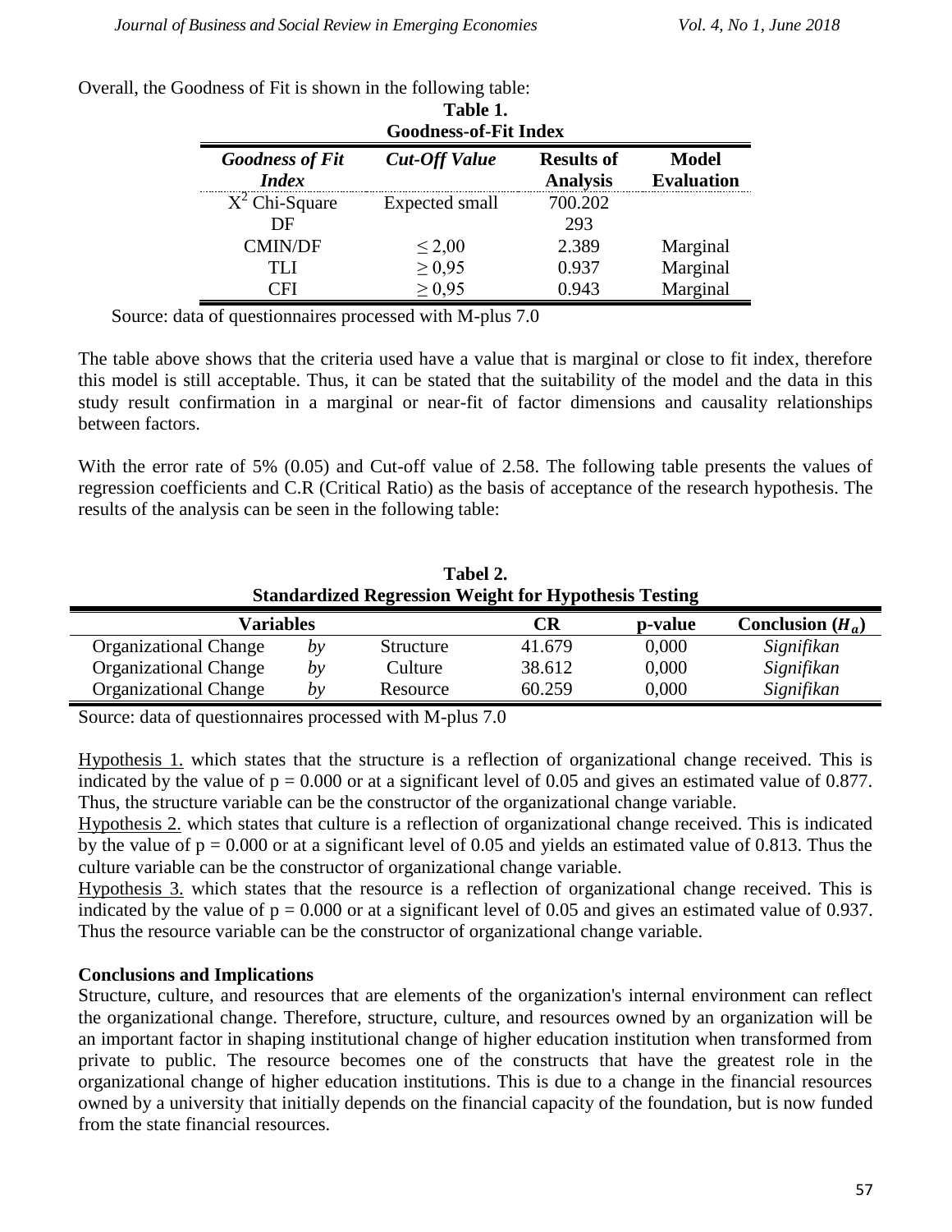Overall, the Goodness of Fit is shown in the following table:

**Table 1.**
**Goodness-of-Fit Index**

| ***Goodness of Fit Index*** | ***Cut-Off Value*** | **Results of Analysis** | **Model Evaluation** |
|---|---|---|---|
| $X^2$ Chi-Square | Expected small | 700.202 | |
| DF | | 293 | |
| CMIN/DF | $\leq 2{,}00$ | 2.389 | Marginal |
| TLI | $\geq 0{,}95$ | 0.937 | Marginal |
| CFI | $\geq 0{,}95$ | 0.943 | Marginal |

Source: data of questionnaires processed with M-plus 7.0

The table above shows that the criteria used have a value that is marginal or close to fit index, therefore this model is still acceptable. Thus, it can be stated that the suitability of the model and the data in this study result confirmation in a marginal or near-fit of factor dimensions and causality relationships between factors.

With the error rate of 5% (0.05) and Cut-off value of 2.58. The following table presents the values of regression coefficients and C.R (Critical Ratio) as the basis of acceptance of the research hypothesis. The results of the analysis can be seen in the following table:

**Tabel 2.**
**Standardized Regression Weight for Hypothesis Testing**

| **Variables** | | | **CR** | **p-value** | **Conclusion ($H_a$)** |
|---|---|---|---|---|---|
| Organizational Change | *by* | Structure | 41.679 | 0,000 | *Signifikan* |
| Organizational Change | *by* | Culture | 38.612 | 0,000 | *Signifikan* |
| Organizational Change | *by* | Resource | 60.259 | 0,000 | *Signifikan* |

Source: data of questionnaires processed with M-plus 7.0

Hypothesis 1. which states that the structure is a reflection of organizational change received. This is indicated by the value of $p = 0.000$ or at a significant level of 0.05 and gives an estimated value of 0.877. Thus, the structure variable can be the constructor of the organizational change variable.

Hypothesis 2. which states that culture is a reflection of organizational change received. This is indicated by the value of $p = 0.000$ or at a significant level of 0.05 and yields an estimated value of 0.813. Thus the culture variable can be the constructor of organizational change variable.

Hypothesis 3. which states that the resource is a reflection of organizational change received. This is indicated by the value of $p = 0.000$ or at a significant level of 0.05 and gives an estimated value of 0.937. Thus the resource variable can be the constructor of organizational change variable.

**Conclusions and Implications**

Structure, culture, and resources that are elements of the organization's internal environment can reflect the organizational change. Therefore, structure, culture, and resources owned by an organization will be an important factor in shaping institutional change of higher education institution when transformed from private to public. The resource becomes one of the constructs that have the greatest role in the organizational change of higher education institutions. This is due to a change in the financial resources owned by a university that initially depends on the financial capacity of the foundation, but is now funded from the state financial resources.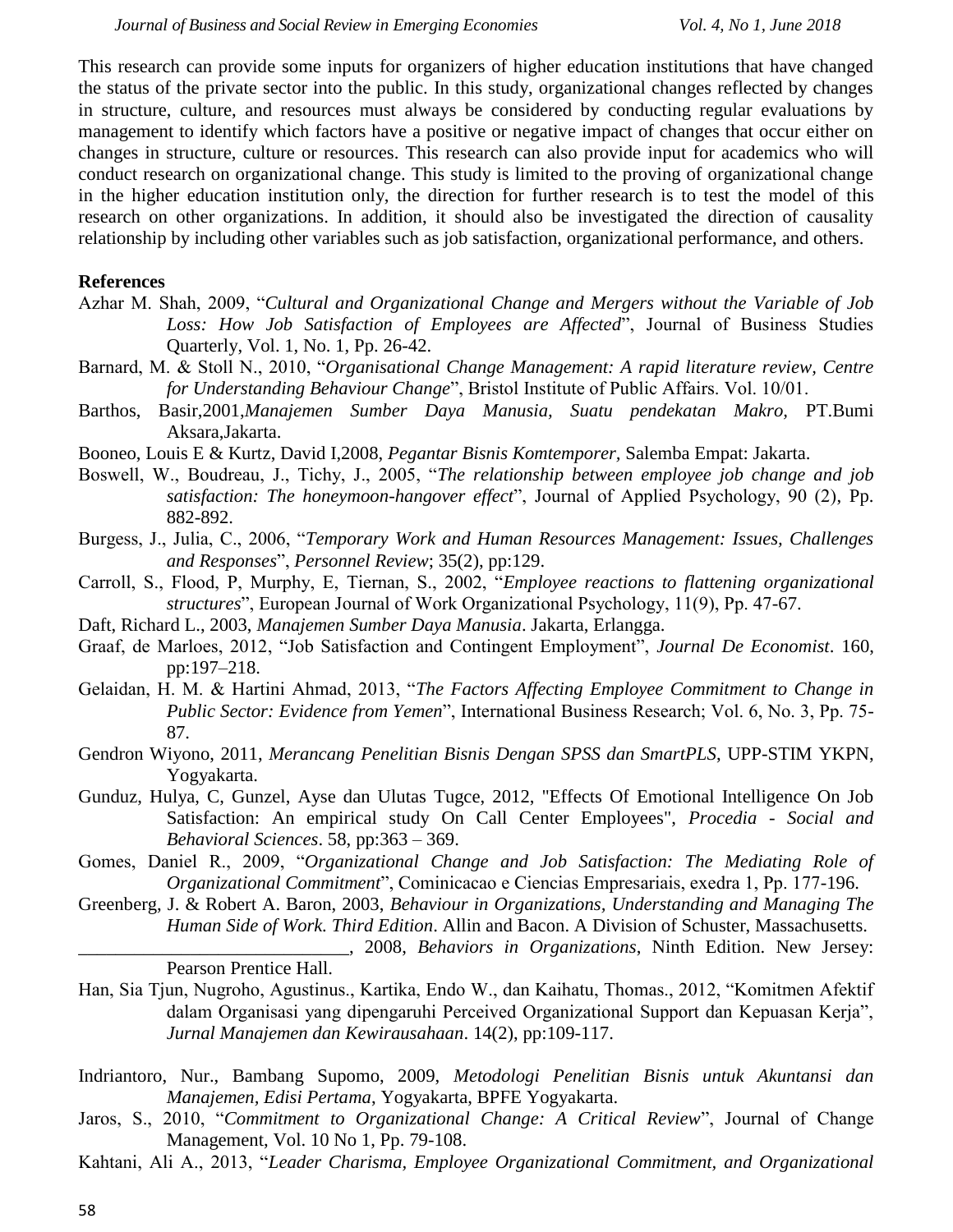This research can provide some inputs for organizers of higher education institutions that have changed the status of the private sector into the public. In this study, organizational changes reflected by changes in structure, culture, and resources must always be considered by conducting regular evaluations by management to identify which factors have a positive or negative impact of changes that occur either on changes in structure, culture or resources. This research can also provide input for academics who will conduct research on organizational change. This study is limited to the proving of organizational change in the higher education institution only, the direction for further research is to test the model of this research on other organizations. In addition, it should also be investigated the direction of causality relationship by including other variables such as job satisfaction, organizational performance, and others.

## References

Azhar M. Shah, 2009, "*Cultural and Organizational Change and Mergers without the Variable of Job Loss: How Job Satisfaction of Employees are Affected*", Journal of Business Studies Quarterly, Vol. 1, No. 1, Pp. 26-42.

Barnard, M. & Stoll N., 2010, "*Organisational Change Management: A rapid literature review, Centre for Understanding Behaviour Change*", Bristol Institute of Public Affairs. Vol. 10/01.

Barthos, Basir,2001,*Manajemen Sumber Daya Manusia, Suatu pendekatan Makro,* PT.Bumi Aksara,Jakarta.

Booneo, Louis E & Kurtz, David I,2008, *Pegantar Bisnis Komtemporer*, Salemba Empat: Jakarta.

Boswell, W., Boudreau, J., Tichy, J., 2005, "*The relationship between employee job change and job satisfaction: The honeymoon-hangover effect*", Journal of Applied Psychology, 90 (2), Pp. 882-892.

Burgess, J., Julia, C., 2006, "*Temporary Work and Human Resources Management: Issues, Challenges and Responses*", *Personnel Review*; 35(2), pp:129.

Carroll, S., Flood, P, Murphy, E, Tiernan, S., 2002, "*Employee reactions to flattening organizational structures*", European Journal of Work Organizational Psychology, 11(9), Pp. 47-67.

Daft, Richard L., 2003, *Manajemen Sumber Daya Manusia*. Jakarta, Erlangga.

Graaf, de Marloes, 2012, "Job Satisfaction and Contingent Employment", *Journal De Economist*. 160, pp:197–218.

Gelaidan, H. M. & Hartini Ahmad, 2013, "*The Factors Affecting Employee Commitment to Change in Public Sector: Evidence from Yemen*", International Business Research; Vol. 6, No. 3, Pp. 75-87.

Gendron Wiyono, 2011, *Merancang Penelitian Bisnis Dengan SPSS dan SmartPLS*, UPP-STIM YKPN, Yogyakarta.

Gunduz, Hulya, C, Gunzel, Ayse dan Ulutas Tugce, 2012, "Effects Of Emotional Intelligence On Job Satisfaction: An empirical study On Call Center Employees", *Procedia - Social and Behavioral Sciences*. 58, pp:363 – 369.

Gomes, Daniel R., 2009, "*Organizational Change and Job Satisfaction: The Mediating Role of Organizational Commitment*", Cominicacao e Ciencias Empresariais, exedra 1, Pp. 177-196.

Greenberg, J. & Robert A. Baron, 2003, *Behaviour in Organizations, Understanding and Managing The Human Side of Work. Third Edition*. Allin and Bacon. A Division of Schuster, Massachusetts.

______________________________, 2008, *Behaviors in Organizations*, Ninth Edition. New Jersey: Pearson Prentice Hall.

Han, Sia Tjun, Nugroho, Agustinus., Kartika, Endo W., dan Kaihatu, Thomas., 2012, "Komitmen Afektif dalam Organisasi yang dipengaruhi Perceived Organizational Support dan Kepuasan Kerja", *Jurnal Manajemen dan Kewirausahaan*. 14(2), pp:109-117.

Indriantoro, Nur., Bambang Supomo, 2009, *Metodologi Penelitian Bisnis untuk Akuntansi dan Manajemen, Edisi Pertama*, Yogyakarta, BPFE Yogyakarta.

Jaros, S., 2010, "*Commitment to Organizational Change: A Critical Review*", Journal of Change Management, Vol. 10 No 1, Pp. 79-108.

Kahtani, Ali A., 2013, "*Leader Charisma, Employee Organizational Commitment, and Organizational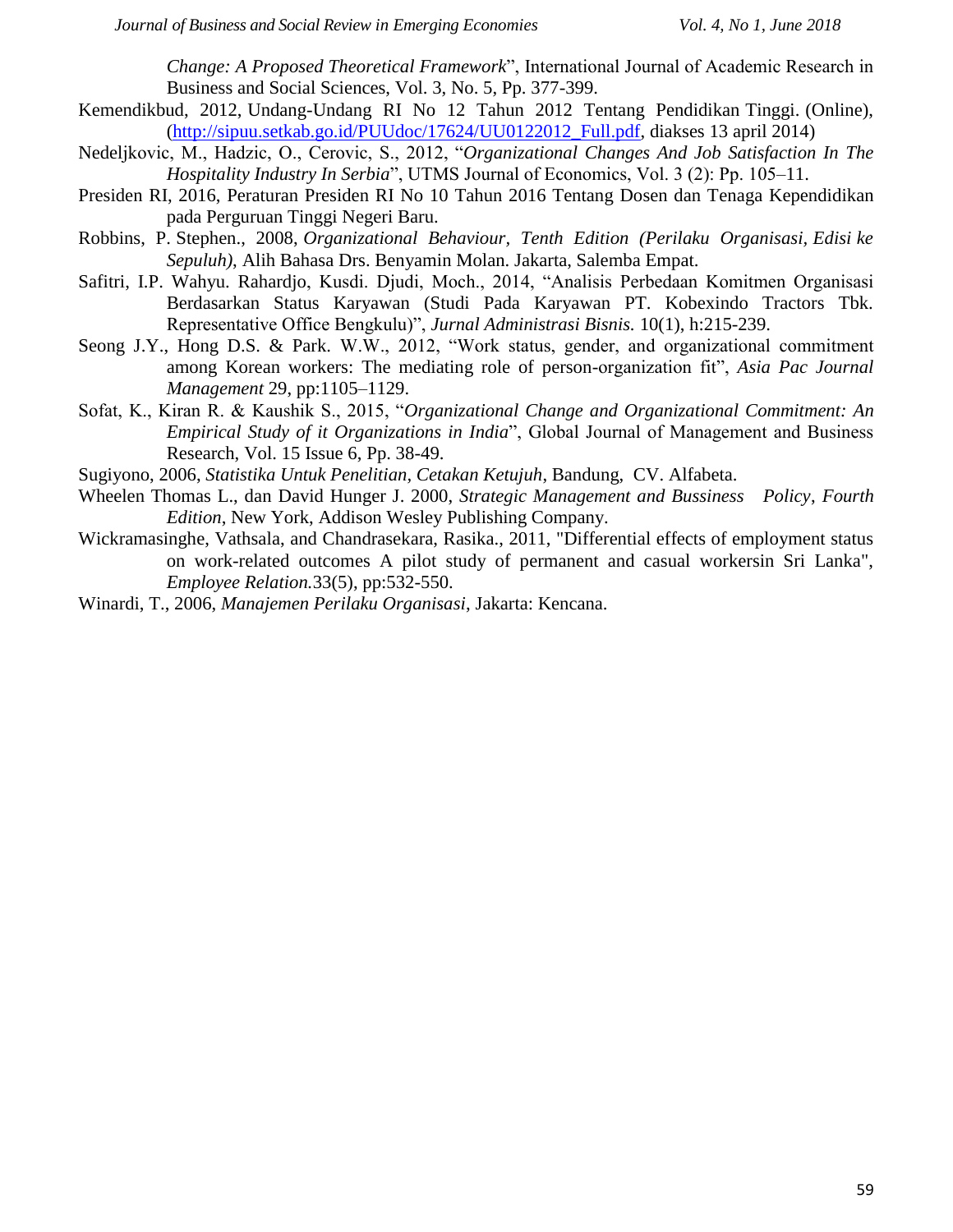*Change: A Proposed Theoretical Framework*", International Journal of Academic Research in Business and Social Sciences, Vol. 3, No. 5, Pp. 377-399.

Kemendikbud, 2012, Undang-Undang RI No 12 Tahun 2012 Tentang Pendidikan Tinggi. (Online), (http://sipuu.setkab.go.id/PUUdoc/17624/UU0122012_Full.pdf, diakses 13 april 2014)

Nedeljkovic, M., Hadzic, O., Cerovic, S., 2012, "*Organizational Changes And Job Satisfaction In The Hospitality Industry In Serbia*", UTMS Journal of Economics, Vol. 3 (2): Pp. 105–11.

Presiden RI, 2016, Peraturan Presiden RI No 10 Tahun 2016 Tentang Dosen dan Tenaga Kependidikan pada Perguruan Tinggi Negeri Baru.

Robbins, P. Stephen., 2008, *Organizational Behaviour, Tenth Edition (Perilaku Organisasi, Edisi ke Sepuluh)*, Alih Bahasa Drs. Benyamin Molan. Jakarta, Salemba Empat.

Safitri, I.P. Wahyu. Rahardjo, Kusdi. Djudi, Moch., 2014, "Analisis Perbedaan Komitmen Organisasi Berdasarkan Status Karyawan (Studi Pada Karyawan PT. Kobexindo Tractors Tbk. Representative Office Bengkulu)", *Jurnal Administrasi Bisnis.* 10(1), h:215-239.

Seong J.Y., Hong D.S. & Park. W.W., 2012, "Work status, gender, and organizational commitment among Korean workers: The mediating role of person-organization fit", *Asia Pac Journal Management* 29, pp:1105–1129.

Sofat, K., Kiran R. & Kaushik S., 2015, "*Organizational Change and Organizational Commitment: An Empirical Study of it Organizations in India*", Global Journal of Management and Business Research, Vol. 15 Issue 6, Pp. 38-49.

Sugiyono, 2006, *Statistika Untuk Penelitian, Cetakan Ketujuh*, Bandung, CV. Alfabeta.

Wheelen Thomas L., dan David Hunger J. 2000, *Strategic Management and Bussiness Policy*, *Fourth Edition*, New York, Addison Wesley Publishing Company.

Wickramasinghe, Vathsala, and Chandrasekara, Rasika., 2011, "Differential effects of employment status on work-related outcomes A pilot study of permanent and casual workersin Sri Lanka", *Employee Relation.*33(5), pp:532-550.

Winardi, T., 2006, *Manajemen Perilaku Organisasi*, Jakarta: Kencana.